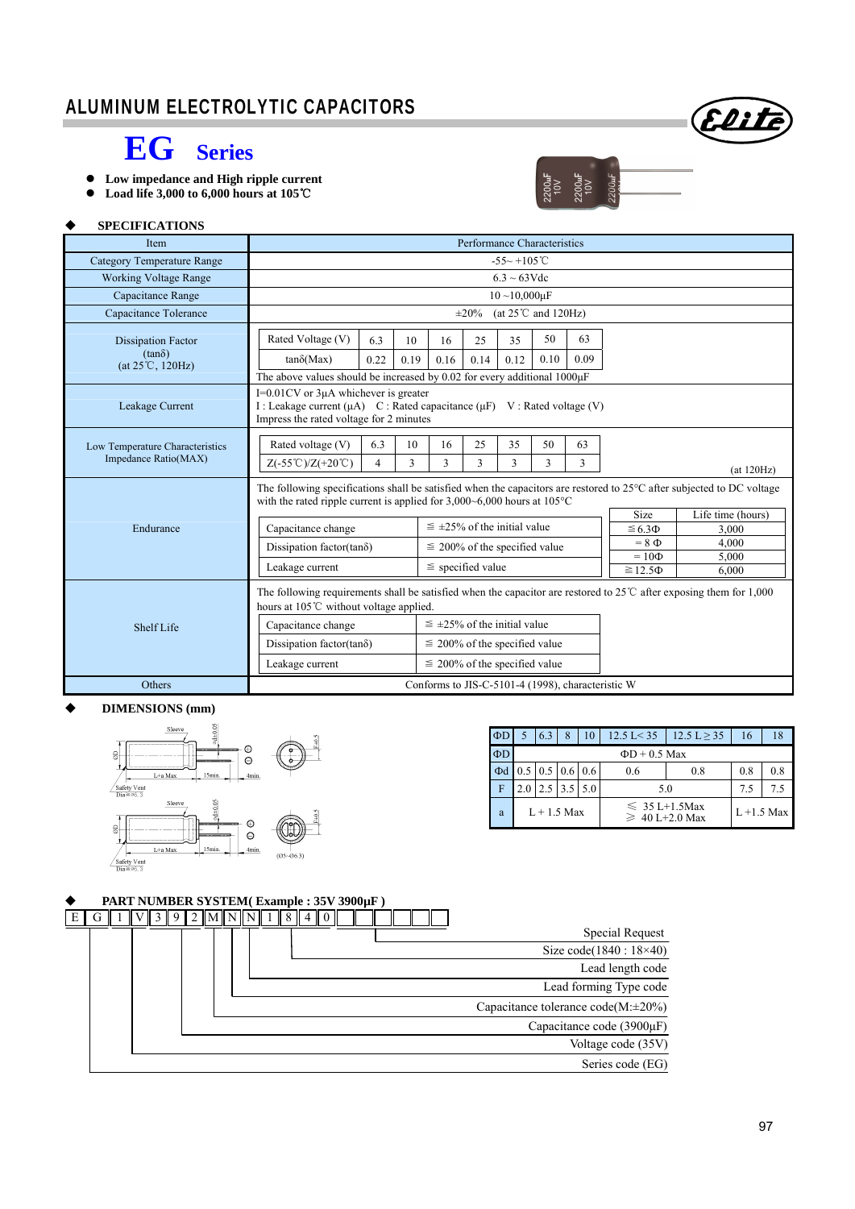# ALUMINUM ELECTROLYTIC CAPACITORS

## EG Series

- Low impedance and High ripple current
- Load life 3,000 to 6,000 hours at 105℃

### ◆ SPECIFICATIONS

| Item | Performance Characteristics |
|---|---|
| Category Temperature Range | -55~ +105℃ |
| Working Voltage Range | 6.3 ~ 63Vdc |
| Capacitance Range | 10 ~10,000μF |
| Capacitance Tolerance | ±20% (at 25℃ and 120Hz) |
| Dissipation Factor (tanδ) (at 25℃, 120Hz) | Rated Voltage (V): 6.3 / 10 / 16 / 25 / 35 / 50 / 63; tanδ(Max): 0.22 / 0.19 / 0.16 / 0.14 / 0.12 / 0.10 / 0.09. The above values should be increased by 0.02 for every additional 1000μF |
| Leakage Current | I=0.01CV or 3μA whichever is greater. I : Leakage current (μA) C : Rated capacitance (μF) V : Rated voltage (V). Impress the rated voltage for 2 minutes |
| Low Temperature Characteristics Impedance Ratio(MAX) | Rated voltage (V): 6.3 / 10 / 16 / 25 / 35 / 50 / 63; Z(-55℃)/Z(+20℃): 4 / 3 / 3 / 3 / 3 / 3 / 3 (at 120Hz) |
| Endurance | The following specifications shall be satisfied when the capacitors are restored to 25°C after subjected to DC voltage with the rated ripple current is applied for 3,000~6,000 hours at 105°C |
| Shelf Life | The following requirements shall be satisfied when the capacitor are restored to 25℃ after exposing them for 1,000 hours at 105℃ without voltage applied. |
| Others | Conforms to JIS-C-5101-4 (1998), characteristic W |

**Dissipation Factor (tanδ) (at 25℃, 120Hz)**

| Rated Voltage (V) | 6.3 | 10 | 16 | 25 | 35 | 50 | 63 |
|---|---|---|---|---|---|---|---|
| tanδ(Max) | 0.22 | 0.19 | 0.16 | 0.14 | 0.12 | 0.10 | 0.09 |

The above values should be increased by 0.02 for every additional 1000μF

**Low Temperature Characteristics Impedance Ratio(MAX)** (at 120Hz)

| Rated voltage (V) | 6.3 | 10 | 16 | 25 | 35 | 50 | 63 |
|---|---|---|---|---|---|---|---|
| Z(-55℃)/Z(+20℃) | 4 | 3 | 3 | 3 | 3 | 3 | 3 |

**Endurance**

| Capacitance change | ≦ ±25% of the initial value |
|---|---|
| Dissipation factor(tanδ) | ≦ 200% of the specified value |
| Leakage current | ≦ specified value |

| Size | Life time (hours) |
|---|---|
| ≦6.3Φ | 3,000 |
| = 8 Φ | 4,000 |
| = 10Φ | 5,000 |
| ≧12.5Φ | 6,000 |

**Shelf Life**

| Capacitance change | ≦ ±25% of the initial value |
|---|---|
| Dissipation factor(tanδ) | ≦ 200% of the specified value |
| Leakage current | ≦ 200% of the specified value |

### ◆ DIMENSIONS (mm)

Sleeve, Safety Vent Dia≧Φ6.3, L+a Max, 15min., 4min., (Φ5~Φ6.3)

| ΦD | 5 | 6.3 | 8 | 10 | 12.5 L< 35 | 12.5 L ≧ 35 | 16 | 18 |
|---|---|---|---|---|---|---|---|---|
| ΦD | ΦD + 0.5 Max | | | | | | | |
| Φd | 0.5 | 0.5 | 0.6 | 0.6 | 0.6 | 0.8 | 0.8 | 0.8 |
| F | 2.0 | 2.5 | 3.5 | 5.0 | 5.0 | | 7.5 | 7.5 |
| a | L + 1.5 Max | | | | ≦ 35 L+1.5Max; ≧ 40 L+2.0 Max | | L +1.5 Max | |

### ◆ PART NUMBER SYSTEM( Example : 35V 3900μF )

| E | G | 1 | V | 3 | 9 | 2 | M | N | N | 1 | 8 | 4 | 0 | | | | | |
|---|---|---|---|---|---|---|---|---|---|---|---|---|---|---|---|---|---|---|

- E G: Series code (EG)
- 1 V: Voltage code (35V)
- 3 9 2: Capacitance code (3900μF)
- M: Capacitance tolerance code(M:±20%)
- N: Lead forming Type code
- N: Lead length code
- 1 8 4 0: Size code(1840 : 18×40)
- Special Request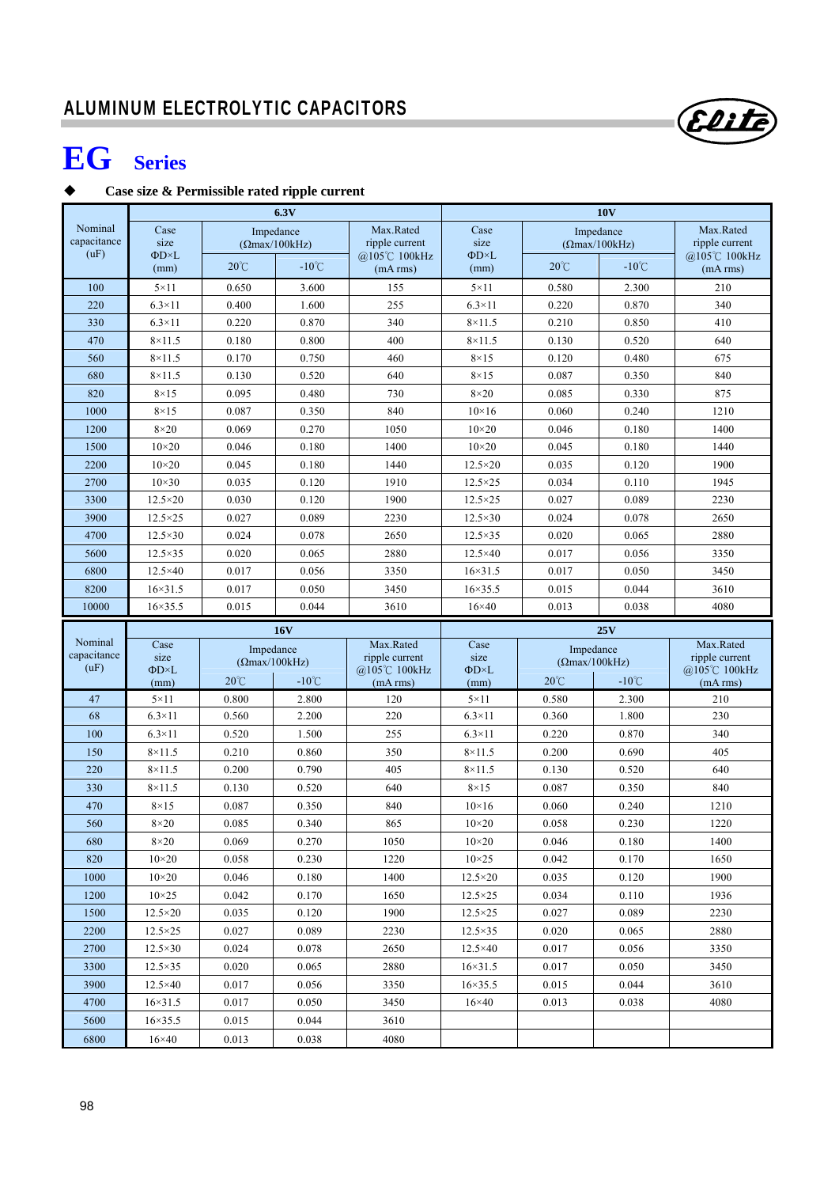## ALUMINUM ELECTROLYTIC CAPACITORS

# EG Series

◆ **Case size & Permissible rated ripple current**

| Nominal capacitance (uF) | 6.3V | | | | 10V | | | |
|---|---|---|---|---|---|---|---|---|
| | Case size ΦD×L (mm) | Impedance (Ωmax/100kHz) | | Max.Rated ripple current @105℃ 100kHz (mA rms) | Case size ΦD×L (mm) | Impedance (Ωmax/100kHz) | | Max.Rated ripple current @105℃ 100kHz (mA rms) |
| | | 20℃ | -10℃ | | | 20℃ | -10℃ | |
| 100 | 5×11 | 0.650 | 3.600 | 155 | 5×11 | 0.580 | 2.300 | 210 |
| 220 | 6.3×11 | 0.400 | 1.600 | 255 | 6.3×11 | 0.220 | 0.870 | 340 |
| 330 | 6.3×11 | 0.220 | 0.870 | 340 | 8×11.5 | 0.210 | 0.850 | 410 |
| 470 | 8×11.5 | 0.180 | 0.800 | 400 | 8×11.5 | 0.130 | 0.520 | 640 |
| 560 | 8×11.5 | 0.170 | 0.750 | 460 | 8×15 | 0.120 | 0.480 | 675 |
| 680 | 8×11.5 | 0.130 | 0.520 | 640 | 8×15 | 0.087 | 0.350 | 840 |
| 820 | 8×15 | 0.095 | 0.480 | 730 | 8×20 | 0.085 | 0.330 | 875 |
| 1000 | 8×15 | 0.087 | 0.350 | 840 | 10×16 | 0.060 | 0.240 | 1210 |
| 1200 | 8×20 | 0.069 | 0.270 | 1050 | 10×20 | 0.046 | 0.180 | 1400 |
| 1500 | 10×20 | 0.046 | 0.180 | 1400 | 10×20 | 0.045 | 0.180 | 1440 |
| 2200 | 10×20 | 0.045 | 0.180 | 1440 | 12.5×20 | 0.035 | 0.120 | 1900 |
| 2700 | 10×30 | 0.035 | 0.120 | 1910 | 12.5×25 | 0.034 | 0.110 | 1945 |
| 3300 | 12.5×20 | 0.030 | 0.120 | 1900 | 12.5×25 | 0.027 | 0.089 | 2230 |
| 3900 | 12.5×25 | 0.027 | 0.089 | 2230 | 12.5×30 | 0.024 | 0.078 | 2650 |
| 4700 | 12.5×30 | 0.024 | 0.078 | 2650 | 12.5×35 | 0.020 | 0.065 | 2880 |
| 5600 | 12.5×35 | 0.020 | 0.065 | 2880 | 12.5×40 | 0.017 | 0.056 | 3350 |
| 6800 | 12.5×40 | 0.017 | 0.056 | 3350 | 16×31.5 | 0.017 | 0.050 | 3450 |
| 8200 | 16×31.5 | 0.017 | 0.050 | 3450 | 16×35.5 | 0.015 | 0.044 | 3610 |
| 10000 | 16×35.5 | 0.015 | 0.044 | 3610 | 16×40 | 0.013 | 0.038 | 4080 |

| Nominal capacitance (uF) | 16V | | | | 25V | | | |
|---|---|---|---|---|---|---|---|---|
| | Case size ΦD×L (mm) | Impedance (Ωmax/100kHz) | | Max.Rated ripple current @105℃ 100kHz (mA rms) | Case size ΦD×L (mm) | Impedance (Ωmax/100kHz) | | Max.Rated ripple current @105℃ 100kHz (mA rms) |
| | | 20℃ | -10℃ | | | 20℃ | -10℃ | |
| 47 | 5×11 | 0.800 | 2.800 | 120 | 5×11 | 0.580 | 2.300 | 210 |
| 68 | 6.3×11 | 0.560 | 2.200 | 220 | 6.3×11 | 0.360 | 1.800 | 230 |
| 100 | 6.3×11 | 0.520 | 1.500 | 255 | 6.3×11 | 0.220 | 0.870 | 340 |
| 150 | 8×11.5 | 0.210 | 0.860 | 350 | 8×11.5 | 0.200 | 0.690 | 405 |
| 220 | 8×11.5 | 0.200 | 0.790 | 405 | 8×11.5 | 0.130 | 0.520 | 640 |
| 330 | 8×11.5 | 0.130 | 0.520 | 640 | 8×15 | 0.087 | 0.350 | 840 |
| 470 | 8×15 | 0.087 | 0.350 | 840 | 10×16 | 0.060 | 0.240 | 1210 |
| 560 | 8×20 | 0.085 | 0.340 | 865 | 10×20 | 0.058 | 0.230 | 1220 |
| 680 | 8×20 | 0.069 | 0.270 | 1050 | 10×20 | 0.046 | 0.180 | 1400 |
| 820 | 10×20 | 0.058 | 0.230 | 1220 | 10×25 | 0.042 | 0.170 | 1650 |
| 1000 | 10×20 | 0.046 | 0.180 | 1400 | 12.5×20 | 0.035 | 0.120 | 1900 |
| 1200 | 10×25 | 0.042 | 0.170 | 1650 | 12.5×25 | 0.034 | 0.110 | 1936 |
| 1500 | 12.5×20 | 0.035 | 0.120 | 1900 | 12.5×25 | 0.027 | 0.089 | 2230 |
| 2200 | 12.5×25 | 0.027 | 0.089 | 2230 | 12.5×35 | 0.020 | 0.065 | 2880 |
| 2700 | 12.5×30 | 0.024 | 0.078 | 2650 | 12.5×40 | 0.017 | 0.056 | 3350 |
| 3300 | 12.5×35 | 0.020 | 0.065 | 2880 | 16×31.5 | 0.017 | 0.050 | 3450 |
| 3900 | 12.5×40 | 0.017 | 0.056 | 3350 | 16×35.5 | 0.015 | 0.044 | 3610 |
| 4700 | 16×31.5 | 0.017 | 0.050 | 3450 | 16×40 | 0.013 | 0.038 | 4080 |
| 5600 | 16×35.5 | 0.015 | 0.044 | 3610 | | | | |
| 6800 | 16×40 | 0.013 | 0.038 | 4080 | | | | |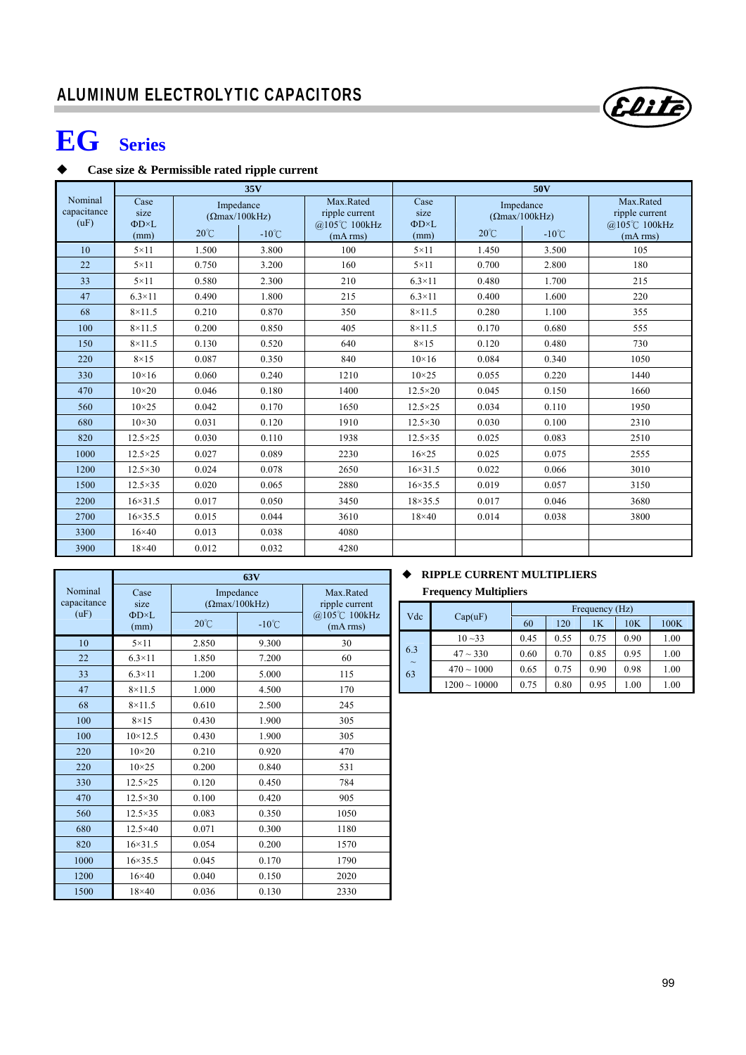## ALUMINUM ELECTROLYTIC CAPACITORS

# EG Series

◆ **Case size & Permissible rated ripple current**

| Nominal capacitance (uF) | 35V | | | | 50V | | | |
|---|---|---|---|---|---|---|---|---|
| | Case size ΦD×L (mm) | Impedance (Ωmax/100kHz) 20℃ | Impedance (Ωmax/100kHz) -10℃ | Max.Rated ripple current @105℃ 100kHz (mA rms) | Case size ΦD×L (mm) | Impedance (Ωmax/100kHz) 20℃ | Impedance (Ωmax/100kHz) -10℃ | Max.Rated ripple current @105℃ 100kHz (mA rms) |
| 10 | 5×11 | 1.500 | 3.800 | 100 | 5×11 | 1.450 | 3.500 | 105 |
| 22 | 5×11 | 0.750 | 3.200 | 160 | 5×11 | 0.700 | 2.800 | 180 |
| 33 | 5×11 | 0.580 | 2.300 | 210 | 6.3×11 | 0.480 | 1.700 | 215 |
| 47 | 6.3×11 | 0.490 | 1.800 | 215 | 6.3×11 | 0.400 | 1.600 | 220 |
| 68 | 8×11.5 | 0.210 | 0.870 | 350 | 8×11.5 | 0.280 | 1.100 | 355 |
| 100 | 8×11.5 | 0.200 | 0.850 | 405 | 8×11.5 | 0.170 | 0.680 | 555 |
| 150 | 8×11.5 | 0.130 | 0.520 | 640 | 8×15 | 0.120 | 0.480 | 730 |
| 220 | 8×15 | 0.087 | 0.350 | 840 | 10×16 | 0.084 | 0.340 | 1050 |
| 330 | 10×16 | 0.060 | 0.240 | 1210 | 10×25 | 0.055 | 0.220 | 1440 |
| 470 | 10×20 | 0.046 | 0.180 | 1400 | 12.5×20 | 0.045 | 0.150 | 1660 |
| 560 | 10×25 | 0.042 | 0.170 | 1650 | 12.5×25 | 0.034 | 0.110 | 1950 |
| 680 | 10×30 | 0.031 | 0.120 | 1910 | 12.5×30 | 0.030 | 0.100 | 2310 |
| 820 | 12.5×25 | 0.030 | 0.110 | 1938 | 12.5×35 | 0.025 | 0.083 | 2510 |
| 1000 | 12.5×25 | 0.027 | 0.089 | 2230 | 16×25 | 0.025 | 0.075 | 2555 |
| 1200 | 12.5×30 | 0.024 | 0.078 | 2650 | 16×31.5 | 0.022 | 0.066 | 3010 |
| 1500 | 12.5×35 | 0.020 | 0.065 | 2880 | 16×35.5 | 0.019 | 0.057 | 3150 |
| 2200 | 16×31.5 | 0.017 | 0.050 | 3450 | 18×35.5 | 0.017 | 0.046 | 3680 |
| 2700 | 16×35.5 | 0.015 | 0.044 | 3610 | 18×40 | 0.014 | 0.038 | 3800 |
| 3300 | 16×40 | 0.013 | 0.038 | 4080 | | | | |
| 3900 | 18×40 | 0.012 | 0.032 | 4280 | | | | |

| Nominal capacitance (uF) | 63V | | | |
|---|---|---|---|---|
| | Case size ΦD×L (mm) | Impedance (Ωmax/100kHz) 20℃ | Impedance (Ωmax/100kHz) -10℃ | Max.Rated ripple current @105℃ 100kHz (mA rms) |
| 10 | 5×11 | 2.850 | 9.300 | 30 |
| 22 | 6.3×11 | 1.850 | 7.200 | 60 |
| 33 | 6.3×11 | 1.200 | 5.000 | 115 |
| 47 | 8×11.5 | 1.000 | 4.500 | 170 |
| 68 | 8×11.5 | 0.610 | 2.500 | 245 |
| 100 | 8×15 | 0.430 | 1.900 | 305 |
| 100 | 10×12.5 | 0.430 | 1.900 | 305 |
| 220 | 10×20 | 0.210 | 0.920 | 470 |
| 220 | 10×25 | 0.200 | 0.840 | 531 |
| 330 | 12.5×25 | 0.120 | 0.450 | 784 |
| 470 | 12.5×30 | 0.100 | 0.420 | 905 |
| 560 | 12.5×35 | 0.083 | 0.350 | 1050 |
| 680 | 12.5×40 | 0.071 | 0.300 | 1180 |
| 820 | 16×31.5 | 0.054 | 0.200 | 1570 |
| 1000 | 16×35.5 | 0.045 | 0.170 | 1790 |
| 1200 | 16×40 | 0.040 | 0.150 | 2020 |
| 1500 | 18×40 | 0.036 | 0.130 | 2330 |

◆ **RIPPLE CURRENT MULTIPLIERS**

**Frequency Multipliers**

| Vdc | Cap(uF) | Frequency (Hz) 60 | 120 | 1K | 10K | 100K |
|---|---|---|---|---|---|---|
| 6.3 ~ 63 | 10 ~33 | 0.45 | 0.55 | 0.75 | 0.90 | 1.00 |
| | 47 ~ 330 | 0.60 | 0.70 | 0.85 | 0.95 | 1.00 |
| | 470 ~ 1000 | 0.65 | 0.75 | 0.90 | 0.98 | 1.00 |
| | 1200 ~ 10000 | 0.75 | 0.80 | 0.95 | 1.00 | 1.00 |